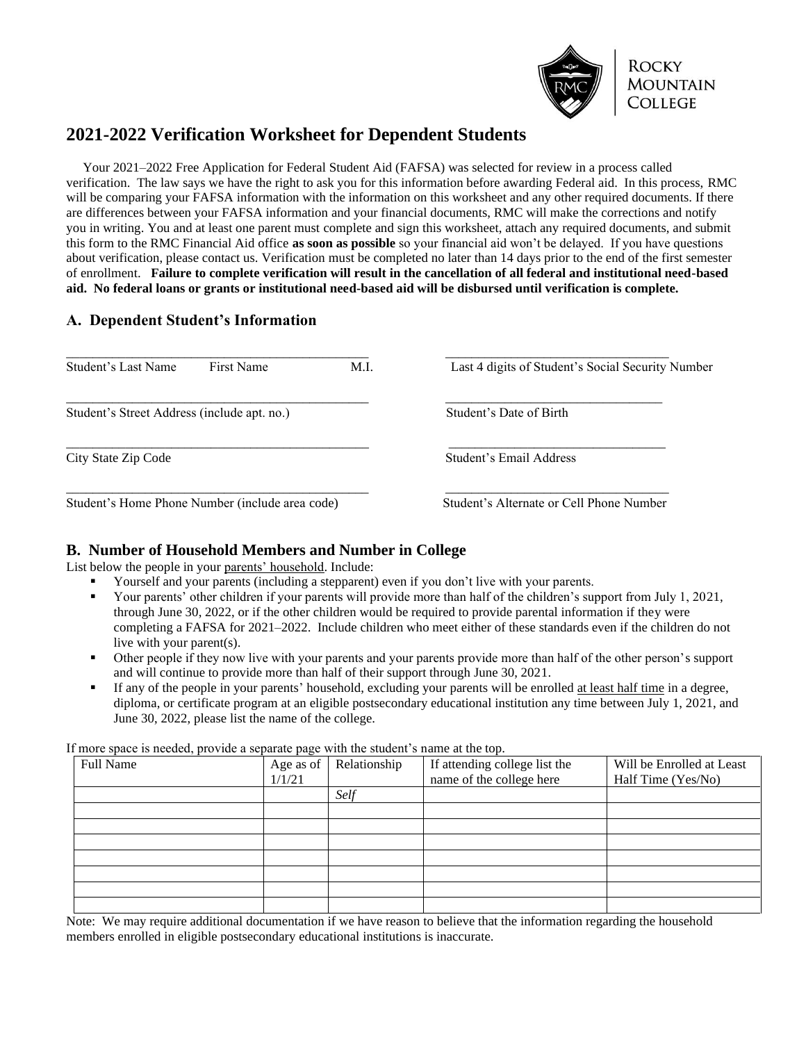Rocky Mountain College

# 2021-2022 Verification Worksheet for Dependent Students

Your 2021–2022 Free Application for Federal Student Aid (FAFSA) was selected for review in a process called verification. The law says we have the right to ask you for this information before awarding Federal aid. In this process, RMC will be comparing your FAFSA information with the information on this worksheet and any other required documents. If there are differences between your FAFSA information and your financial documents, RMC will make the corrections and notify you in writing. You and at least one parent must complete and sign this worksheet, attach any required documents, and submit this form to the RMC Financial Aid office **as soon as possible** so your financial aid won't be delayed. If you have questions about verification, please contact us. Verification must be completed no later than 14 days prior to the end of the first semester of enrollment. **Failure to complete verification will result in the cancellation of all federal and institutional need-based aid. No federal loans or grants or institutional need-based aid will be disbursed until verification is complete.**

## A. Dependent Student's Information

______________________________________________ ______________________________
Student's Last Name First Name M.I. Last 4 digits of Student's Social Security Number

______________________________________________ ______________________________
Student's Street Address (include apt. no.) Student's Date of Birth

______________________________________________ ______________________________
City State Zip Code Student's Email Address

______________________________________________ ______________________________
Student's Home Phone Number (include area code) Student's Alternate or Cell Phone Number

## B. Number of Household Members and Number in College

List below the people in your parents' household. Include:

- Yourself and your parents (including a stepparent) even if you don't live with your parents.
- Your parents' other children if your parents will provide more than half of the children's support from July 1, 2021, through June 30, 2022, or if the other children would be required to provide parental information if they were completing a FAFSA for 2021–2022. Include children who meet either of these standards even if the children do not live with your parent(s).
- Other people if they now live with your parents and your parents provide more than half of the other person's support and will continue to provide more than half of their support through June 30, 2021.
- If any of the people in your parents' household, excluding your parents will be enrolled at least half time in a degree, diploma, or certificate program at an eligible postsecondary educational institution any time between July 1, 2021, and June 30, 2022, please list the name of the college.

If more space is needed, provide a separate page with the student's name at the top.

| Full Name | Age as of 1/1/21 | Relationship | If attending college list the name of the college here | Will be Enrolled at Least Half Time (Yes/No) |
|---|---|---|---|---|
| | | *Self* | | |
| | | | | |
| | | | | |
| | | | | |
| | | | | |
| | | | | |
| | | | | |
| | | | | |

Note: We may require additional documentation if we have reason to believe that the information regarding the household members enrolled in eligible postsecondary educational institutions is inaccurate.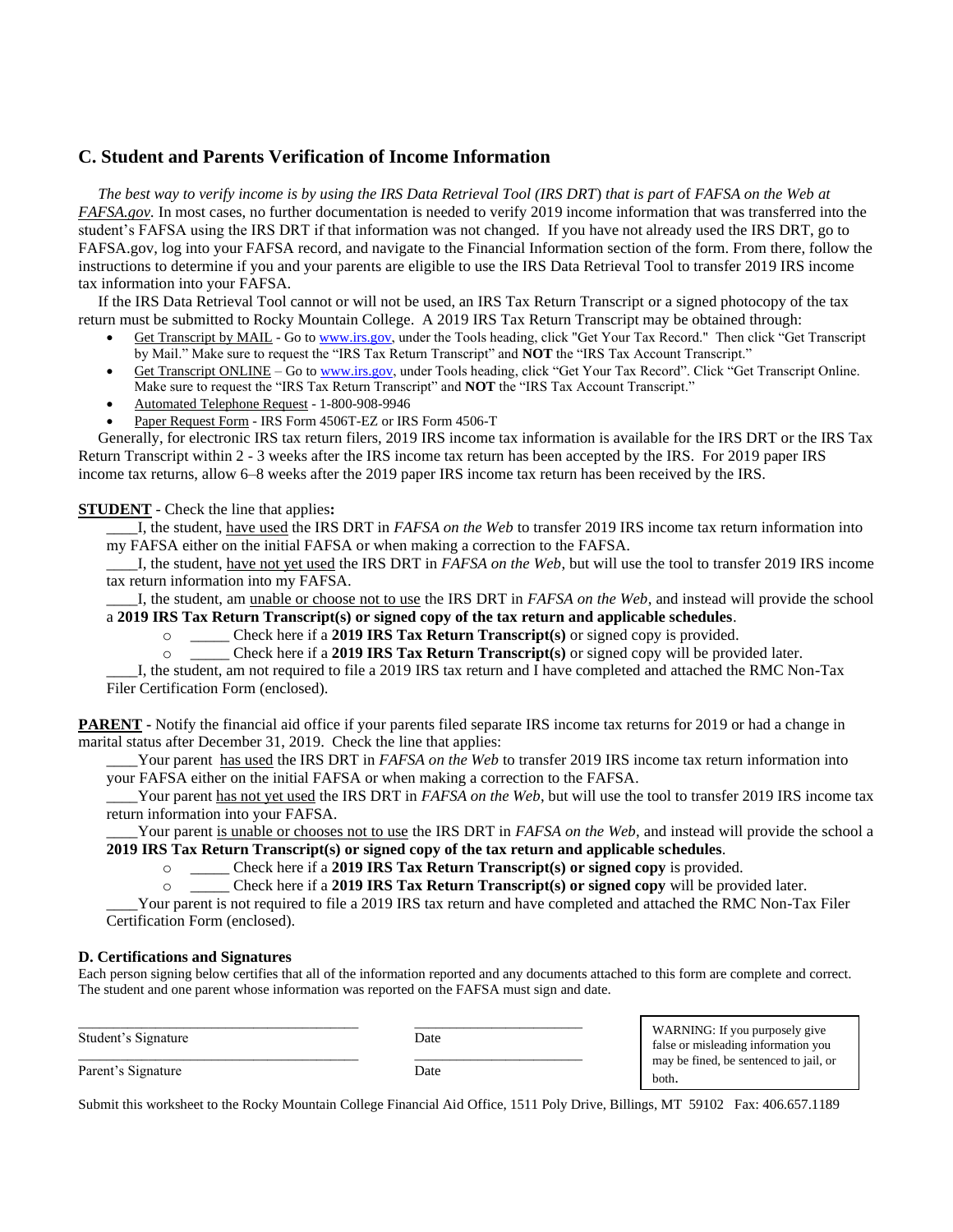## C. Student and Parents Verification of Income Information

*The best way to verify income is by using the IRS Data Retrieval Tool (IRS DRT) that is part of FAFSA on the Web at FAFSA.gov.* In most cases, no further documentation is needed to verify 2019 income information that was transferred into the student's FAFSA using the IRS DRT if that information was not changed. If you have not already used the IRS DRT, go to FAFSA.gov, log into your FAFSA record, and navigate to the Financial Information section of the form. From there, follow the instructions to determine if you and your parents are eligible to use the IRS Data Retrieval Tool to transfer 2019 IRS income tax information into your FAFSA.

If the IRS Data Retrieval Tool cannot or will not be used, an IRS Tax Return Transcript or a signed photocopy of the tax return must be submitted to Rocky Mountain College. A 2019 IRS Tax Return Transcript may be obtained through:

- Get Transcript by MAIL - Go to www.irs.gov, under the Tools heading, click "Get Your Tax Record." Then click "Get Transcript by Mail." Make sure to request the "IRS Tax Return Transcript" and **NOT** the "IRS Tax Account Transcript."
- Get Transcript ONLINE – Go to www.irs.gov, under Tools heading, click "Get Your Tax Record". Click "Get Transcript Online. Make sure to request the "IRS Tax Return Transcript" and **NOT** the "IRS Tax Account Transcript."
- Automated Telephone Request - 1-800-908-9946
- Paper Request Form - IRS Form 4506T-EZ or IRS Form 4506-T

Generally, for electronic IRS tax return filers, 2019 IRS income tax information is available for the IRS DRT or the IRS Tax Return Transcript within 2 - 3 weeks after the IRS income tax return has been accepted by the IRS. For 2019 paper IRS income tax returns, allow 6–8 weeks after the 2019 paper IRS income tax return has been received by the IRS.

**STUDENT** - Check the line that applies**:**

____I, the student, have used the IRS DRT in *FAFSA on the Web* to transfer 2019 IRS income tax return information into my FAFSA either on the initial FAFSA or when making a correction to the FAFSA.

____I, the student, have not yet used the IRS DRT in *FAFSA on the Web*, but will use the tool to transfer 2019 IRS income tax return information into my FAFSA.

____I, the student, am unable or choose not to use the IRS DRT in *FAFSA on the Web*, and instead will provide the school a **2019 IRS Tax Return Transcript(s) or signed copy of the tax return and applicable schedules**.

- _____ Check here if a **2019 IRS Tax Return Transcript(s)** or signed copy is provided.
- _____ Check here if a **2019 IRS Tax Return Transcript(s)** or signed copy will be provided later.

____I, the student, am not required to file a 2019 IRS tax return and I have completed and attached the RMC Non-Tax Filer Certification Form (enclosed).

**PARENT** - Notify the financial aid office if your parents filed separate IRS income tax returns for 2019 or had a change in marital status after December 31, 2019. Check the line that applies:

____Your parent has used the IRS DRT in *FAFSA on the Web* to transfer 2019 IRS income tax return information into your FAFSA either on the initial FAFSA or when making a correction to the FAFSA.

____Your parent has not yet used the IRS DRT in *FAFSA on the Web*, but will use the tool to transfer 2019 IRS income tax return information into your FAFSA.

____Your parent is unable or chooses not to use the IRS DRT in *FAFSA on the Web*, and instead will provide the school a **2019 IRS Tax Return Transcript(s) or signed copy of the tax return and applicable schedules**.

- _____ Check here if a **2019 IRS Tax Return Transcript(s) or signed copy** is provided.
- _____ Check here if a **2019 IRS Tax Return Transcript(s) or signed copy** will be provided later.

____Your parent is not required to file a 2019 IRS tax return and have completed and attached the RMC Non-Tax Filer Certification Form (enclosed).

### D. Certifications and Signatures

Each person signing below certifies that all of the information reported and any documents attached to this form are complete and correct. The student and one parent whose information was reported on the FAFSA must sign and date.

_______________________________________ _______________________
Student's Signature Date

_______________________________________ _______________________
Parent's Signature Date

WARNING: If you purposely give false or misleading information you may be fined, be sentenced to jail, or both.

Submit this worksheet to the Rocky Mountain College Financial Aid Office, 1511 Poly Drive, Billings, MT 59102 Fax: 406.657.1189